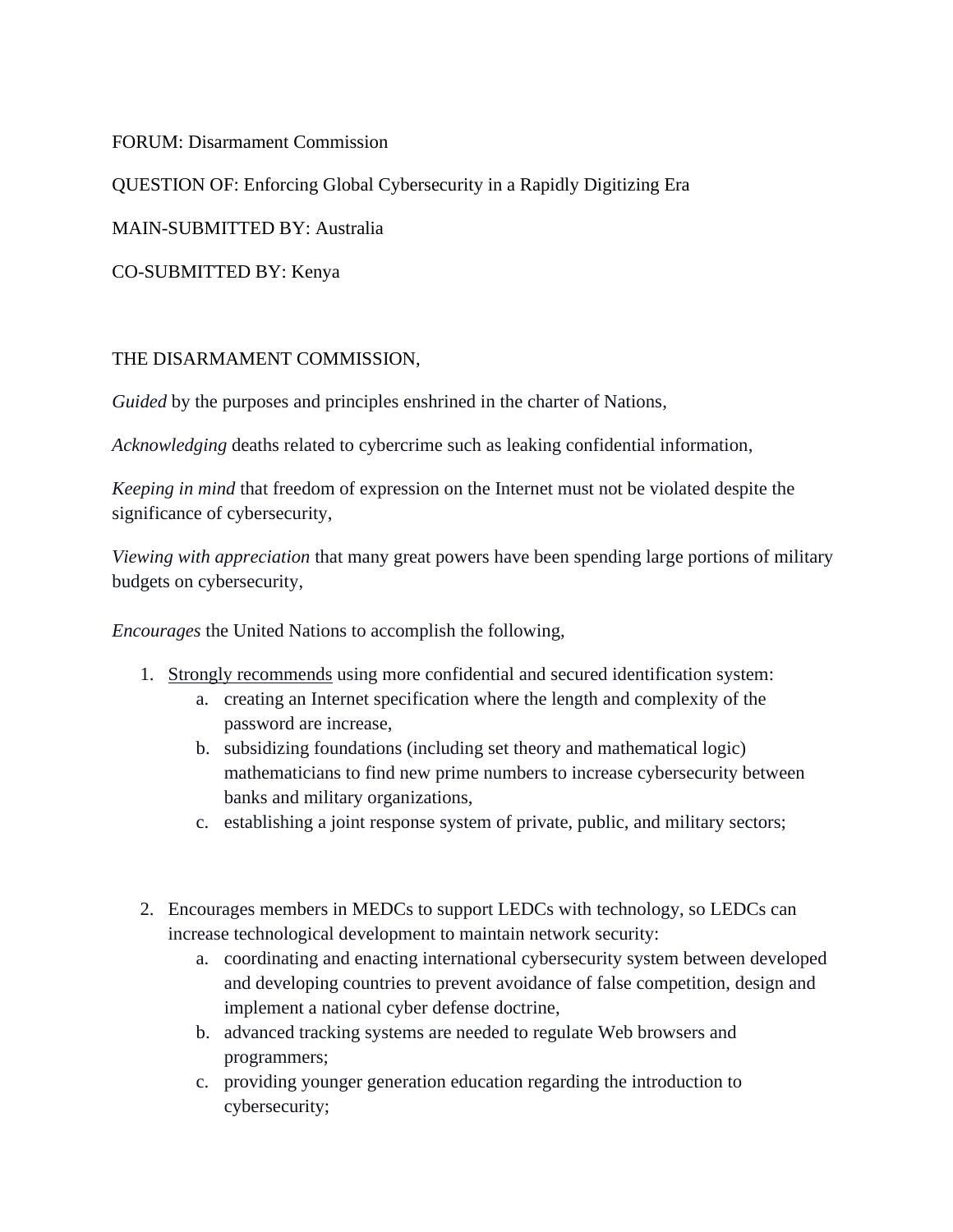FORUM: Disarmament Commission

QUESTION OF: Enforcing Global Cybersecurity in a Rapidly Digitizing Era

MAIN-SUBMITTED BY: Australia

CO-SUBMITTED BY: Kenya

THE DISARMAMENT COMMISSION,

*Guided* by the purposes and principles enshrined in the charter of Nations,

*Acknowledging* deaths related to cybercrime such as leaking confidential information,

*Keeping in mind* that freedom of expression on the Internet must not be violated despite the significance of cybersecurity,

*Viewing with appreciation* that many great powers have been spending large portions of military budgets on cybersecurity,

*Encourages* the United Nations to accomplish the following,

1. <u>Strongly recommends</u> using more confidential and secured identification system:
    a. creating an Internet specification where the length and complexity of the password are increase,
    b. subsidizing foundations (including set theory and mathematical logic) mathematicians to find new prime numbers to increase cybersecurity between banks and military organizations,
    c. establishing a joint response system of private, public, and military sectors;

2. Encourages members in MEDCs to support LEDCs with technology, so LEDCs can increase technological development to maintain network security:
    a. coordinating and enacting international cybersecurity system between developed and developing countries to prevent avoidance of false competition, design and implement a national cyber defense doctrine,
    b. advanced tracking systems are needed to regulate Web browsers and programmers;
    c. providing younger generation education regarding the introduction to cybersecurity;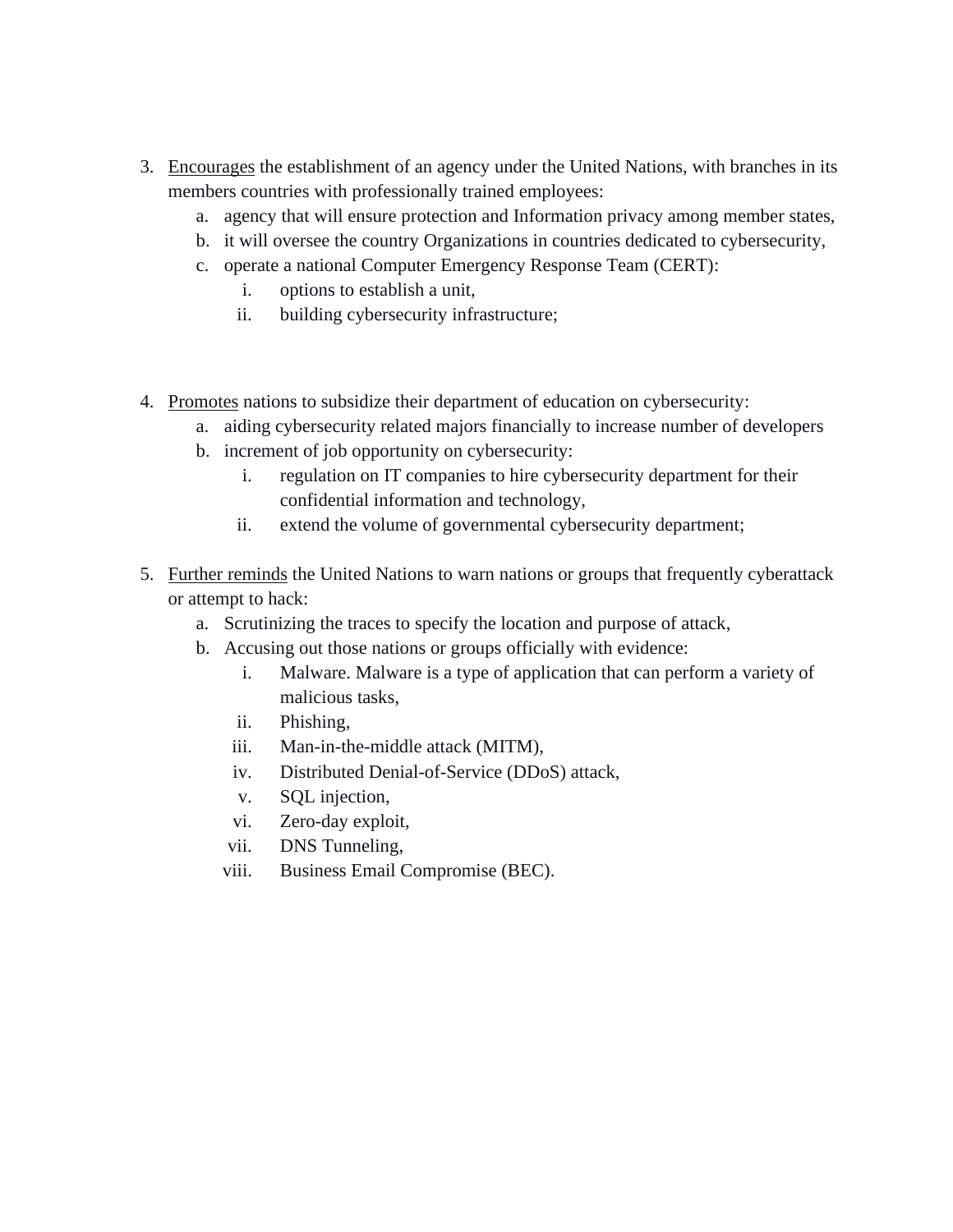3. <u>Encourages</u> the establishment of an agency under the United Nations, with branches in its members countries with professionally trained employees:
    a. agency that will ensure protection and Information privacy among member states,
    b. it will oversee the country Organizations in countries dedicated to cybersecurity,
    c. operate a national Computer Emergency Response Team (CERT):
        i. options to establish a unit,
        ii. building cybersecurity infrastructure;

4. <u>Promotes</u> nations to subsidize their department of education on cybersecurity:
    a. aiding cybersecurity related majors financially to increase number of developers
    b. increment of job opportunity on cybersecurity:
        i. regulation on IT companies to hire cybersecurity department for their confidential information and technology,
        ii. extend the volume of governmental cybersecurity department;

5. <u>Further reminds</u> the United Nations to warn nations or groups that frequently cyberattack or attempt to hack:
    a. Scrutinizing the traces to specify the location and purpose of attack,
    b. Accusing out those nations or groups officially with evidence:
        i. Malware. Malware is a type of application that can perform a variety of malicious tasks,
        ii. Phishing,
        iii. Man-in-the-middle attack (MITM),
        iv. Distributed Denial-of-Service (DDoS) attack,
        v. SQL injection,
        vi. Zero-day exploit,
        vii. DNS Tunneling,
        viii. Business Email Compromise (BEC).